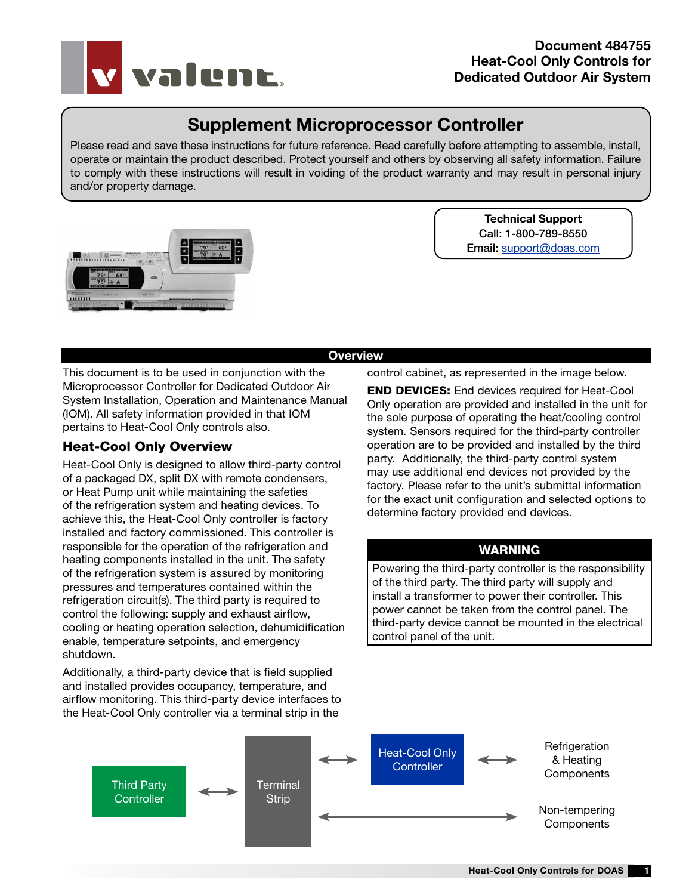Document 484755
Heat-Cool Only Controls for
Dedicated Outdoor Air System

# Supplement Microprocessor Controller

Please read and save these instructions for future reference. Read carefully before attempting to assemble, install, operate or maintain the product described. Protect yourself and others by observing all safety information. Failure to comply with these instructions will result in voiding of the product warranty and may result in personal injury and/or property damage.

**Technical Support**
Call: 1-800-789-8550
Email: support@doas.com

## Overview

This document is to be used in conjunction with the Microprocessor Controller for Dedicated Outdoor Air System Installation, Operation and Maintenance Manual (IOM). All safety information provided in that IOM pertains to Heat-Cool Only controls also.

### Heat-Cool Only Overview

Heat-Cool Only is designed to allow third-party control of a packaged DX, split DX with remote condensers, or Heat Pump unit while maintaining the safeties of the refrigeration system and heating devices. To achieve this, the Heat-Cool Only controller is factory installed and factory commissioned. This controller is responsible for the operation of the refrigeration and heating components installed in the unit. The safety of the refrigeration system is assured by monitoring pressures and temperatures contained within the refrigeration circuit(s). The third party is required to control the following: supply and exhaust airflow, cooling or heating operation selection, dehumidification enable, temperature setpoints, and emergency shutdown.

Additionally, a third-party device that is field supplied and installed provides occupancy, temperature, and airflow monitoring. This third-party device interfaces to the Heat-Cool Only controller via a terminal strip in the control cabinet, as represented in the image below.

**END DEVICES:** End devices required for Heat-Cool Only operation are provided and installed in the unit for the sole purpose of operating the heat/cooling control system. Sensors required for the third-party controller operation are to be provided and installed by the third party. Additionally, the third-party control system may use additional end devices not provided by the factory. Please refer to the unit's submittal information for the exact unit configuration and selected options to determine factory provided end devices.

**WARNING**

Powering the third-party controller is the responsibility of the third party. The third party will supply and install a transformer to power their controller. This power cannot be taken from the control panel. The third-party device cannot be mounted in the electrical control panel of the unit.

Third Party Controller ⟷ Terminal Strip ⟷ Heat-Cool Only Controller ⟷ Refrigeration & Heating Components

Terminal Strip ⟷ Non-tempering Components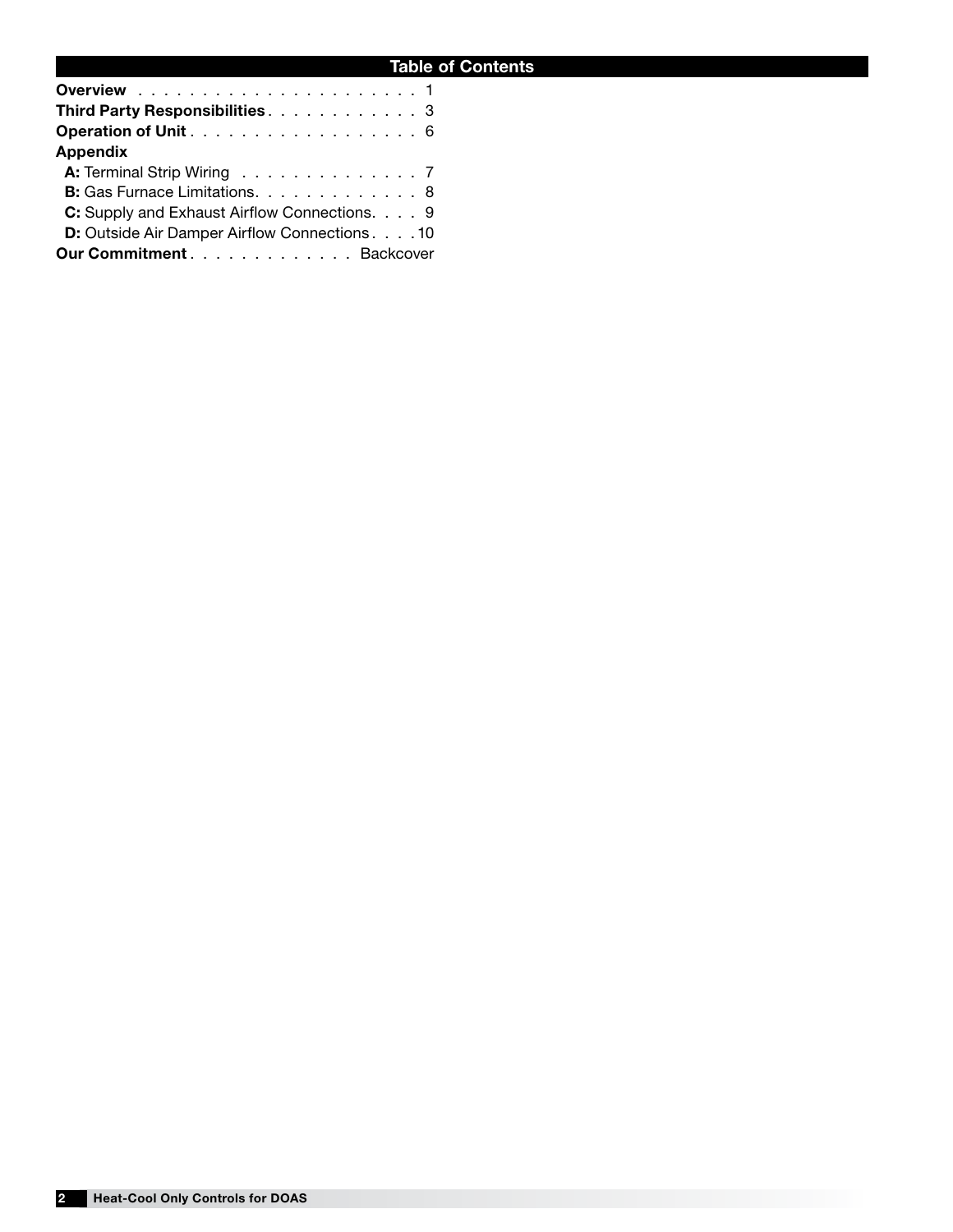## Table of Contents

**Overview** . . . . . . . . . . . . . . . . . . . . . 1
**Third Party Responsibilities** . . . . . . . . . . . . 3
**Operation of Unit** . . . . . . . . . . . . . . . . . . 6
**Appendix**
- **A:** Terminal Strip Wiring . . . . . . . . . . . . . . 7
- **B:** Gas Furnace Limitations. . . . . . . . . . . . . 8
- **C:** Supply and Exhaust Airflow Connections. . . . 9
- **D:** Outside Air Damper Airflow Connections . . . . 10

**Our Commitment** . . . . . . . . . . . . . Backcover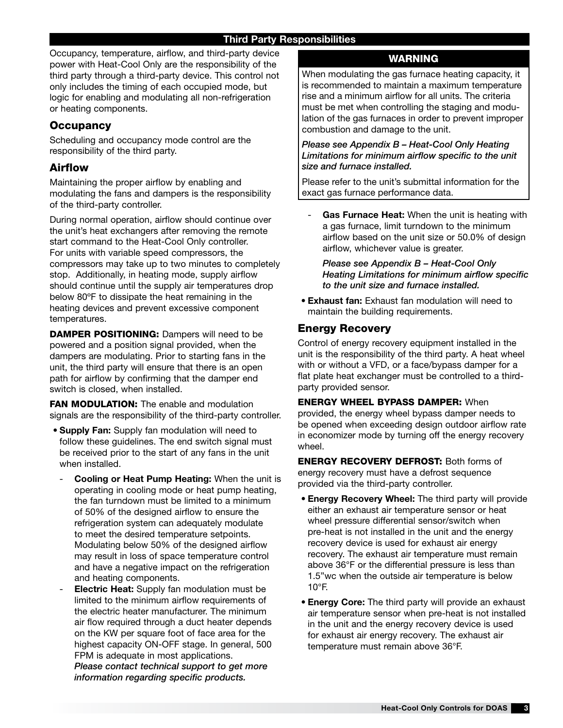## Third Party Responsibilities

Occupancy, temperature, airflow, and third-party device power with Heat-Cool Only are the responsibility of the third party through a third-party device. This control not only includes the timing of each occupied mode, but logic for enabling and modulating all non-refrigeration or heating components.

### Occupancy

Scheduling and occupancy mode control are the responsibility of the third party.

### Airflow

Maintaining the proper airflow by enabling and modulating the fans and dampers is the responsibility of the third-party controller.

During normal operation, airflow should continue over the unit's heat exchangers after removing the remote start command to the Heat-Cool Only controller. For units with variable speed compressors, the compressors may take up to two minutes to completely stop. Additionally, in heating mode, supply airflow should continue until the supply air temperatures drop below 80ºF to dissipate the heat remaining in the heating devices and prevent excessive component temperatures.

**DAMPER POSITIONING:** Dampers will need to be powered and a position signal provided, when the dampers are modulating. Prior to starting fans in the unit, the third party will ensure that there is an open path for airflow by confirming that the damper end switch is closed, when installed.

**FAN MODULATION:** The enable and modulation signals are the responsibility of the third-party controller.

- **Supply Fan:** Supply fan modulation will need to follow these guidelines. The end switch signal must be received prior to the start of any fans in the unit when installed.
  - **Cooling or Heat Pump Heating:** When the unit is operating in cooling mode or heat pump heating, the fan turndown must be limited to a minimum of 50% of the designed airflow to ensure the refrigeration system can adequately modulate to meet the desired temperature setpoints. Modulating below 50% of the designed airflow may result in loss of space temperature control and have a negative impact on the refrigeration and heating components.
  - **Electric Heat:** Supply fan modulation must be limited to the minimum airflow requirements of the electric heater manufacturer. The minimum air flow required through a duct heater depends on the KW per square foot of face area for the highest capacity ON-OFF stage. In general, 500 FPM is adequate in most applications. ***Please contact technical support to get more information regarding specific products.***

**WARNING**

When modulating the gas furnace heating capacity, it is recommended to maintain a maximum temperature rise and a minimum airflow for all units. The criteria must be met when controlling the staging and modulation of the gas furnaces in order to prevent improper combustion and damage to the unit.

***Please see Appendix B – Heat-Cool Only Heating Limitations for minimum airflow specific to the unit size and furnace installed.***

Please refer to the unit's submittal information for the exact gas furnace performance data.

  - **Gas Furnace Heat:** When the unit is heating with a gas furnace, limit turndown to the minimum airflow based on the unit size or 50.0% of design airflow, whichever value is greater.

    ***Please see Appendix B – Heat-Cool Only Heating Limitations for minimum airflow specific to the unit size and furnace installed.***

- **Exhaust fan:** Exhaust fan modulation will need to maintain the building requirements.

### Energy Recovery

Control of energy recovery equipment installed in the unit is the responsibility of the third party. A heat wheel with or without a VFD, or a face/bypass damper for a flat plate heat exchanger must be controlled to a third-party provided sensor.

**ENERGY WHEEL BYPASS DAMPER:** When provided, the energy wheel bypass damper needs to be opened when exceeding design outdoor airflow rate in economizer mode by turning off the energy recovery wheel.

**ENERGY RECOVERY DEFROST:** Both forms of energy recovery must have a defrost sequence provided via the third-party controller.

- **Energy Recovery Wheel:** The third party will provide either an exhaust air temperature sensor or heat wheel pressure differential sensor/switch when pre-heat is not installed in the unit and the energy recovery device is used for exhaust air energy recovery. The exhaust air temperature must remain above 36°F or the differential pressure is less than 1.5"wc when the outside air temperature is below 10°F.
- **Energy Core:** The third party will provide an exhaust air temperature sensor when pre-heat is not installed in the unit and the energy recovery device is used for exhaust air energy recovery. The exhaust air temperature must remain above 36°F.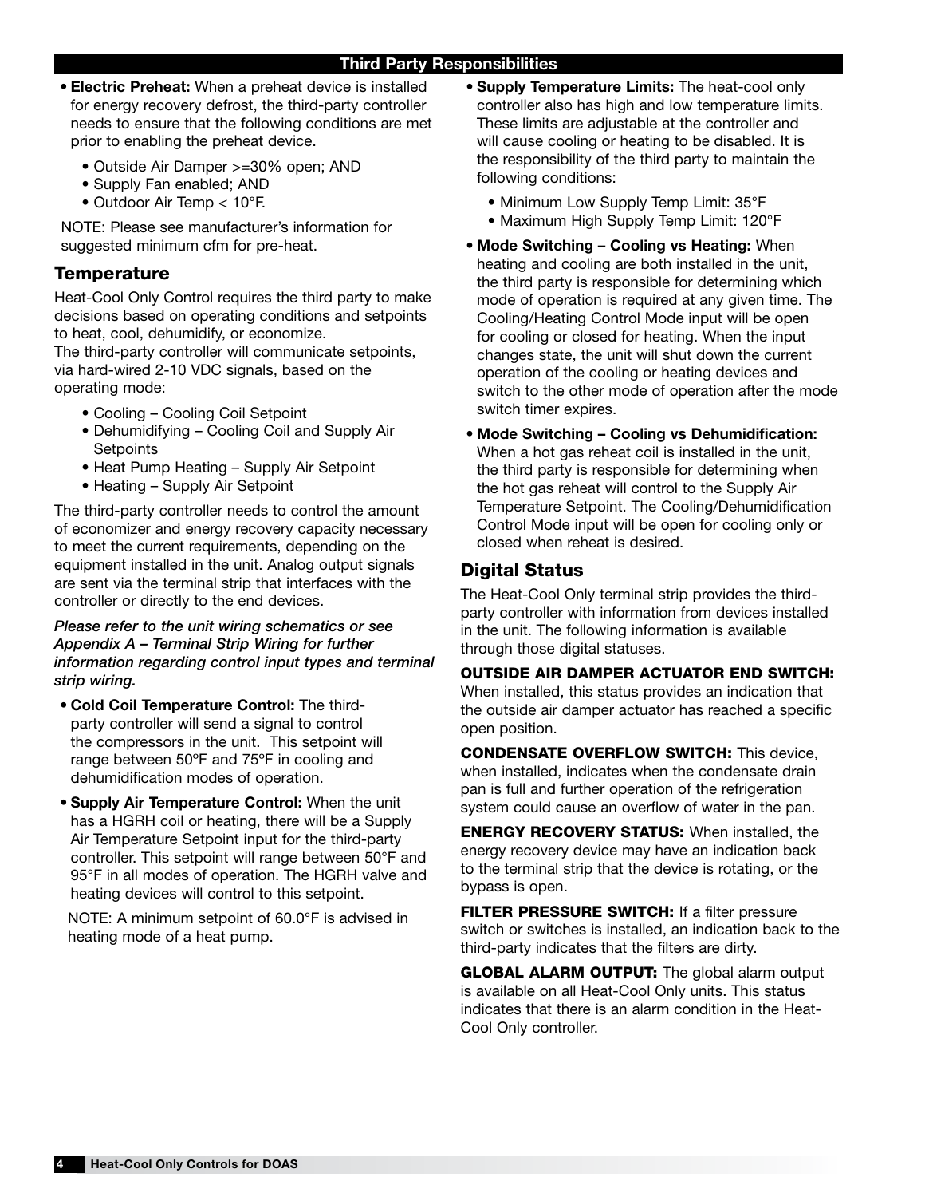## Third Party Responsibilities

- **Electric Preheat:** When a preheat device is installed for energy recovery defrost, the third-party controller needs to ensure that the following conditions are met prior to enabling the preheat device.
    - Outside Air Damper >=30% open; AND
    - Supply Fan enabled; AND
    - Outdoor Air Temp < 10°F.

  NOTE: Please see manufacturer's information for suggested minimum cfm for pre-heat.

### Temperature

Heat-Cool Only Control requires the third party to make decisions based on operating conditions and setpoints to heat, cool, dehumidify, or economize.
The third-party controller will communicate setpoints, via hard-wired 2-10 VDC signals, based on the operating mode:

- Cooling – Cooling Coil Setpoint
- Dehumidifying – Cooling Coil and Supply Air Setpoints
- Heat Pump Heating – Supply Air Setpoint
- Heating – Supply Air Setpoint

The third-party controller needs to control the amount of economizer and energy recovery capacity necessary to meet the current requirements, depending on the equipment installed in the unit. Analog output signals are sent via the terminal strip that interfaces with the controller or directly to the end devices.

***Please refer to the unit wiring schematics or see Appendix A – Terminal Strip Wiring for further information regarding control input types and terminal strip wiring.***

- **Cold Coil Temperature Control:** The third-party controller will send a signal to control the compressors in the unit. This setpoint will range between 50ºF and 75ºF in cooling and dehumidification modes of operation.
- **Supply Air Temperature Control:** When the unit has a HGRH coil or heating, there will be a Supply Air Temperature Setpoint input for the third-party controller. This setpoint will range between 50°F and 95°F in all modes of operation. The HGRH valve and heating devices will control to this setpoint.

  NOTE: A minimum setpoint of 60.0°F is advised in heating mode of a heat pump.

- **Supply Temperature Limits:** The heat-cool only controller also has high and low temperature limits. These limits are adjustable at the controller and will cause cooling or heating to be disabled. It is the responsibility of the third party to maintain the following conditions:
    - Minimum Low Supply Temp Limit: 35°F
    - Maximum High Supply Temp Limit: 120°F
- **Mode Switching – Cooling vs Heating:** When heating and cooling are both installed in the unit, the third party is responsible for determining which mode of operation is required at any given time. The Cooling/Heating Control Mode input will be open for cooling or closed for heating. When the input changes state, the unit will shut down the current operation of the cooling or heating devices and switch to the other mode of operation after the mode switch timer expires.
- **Mode Switching – Cooling vs Dehumidification:** When a hot gas reheat coil is installed in the unit, the third party is responsible for determining when the hot gas reheat will control to the Supply Air Temperature Setpoint. The Cooling/Dehumidification Control Mode input will be open for cooling only or closed when reheat is desired.

### Digital Status

The Heat-Cool Only terminal strip provides the third-party controller with information from devices installed in the unit. The following information is available through those digital statuses.

**OUTSIDE AIR DAMPER ACTUATOR END SWITCH:** When installed, this status provides an indication that the outside air damper actuator has reached a specific open position.

**CONDENSATE OVERFLOW SWITCH:** This device, when installed, indicates when the condensate drain pan is full and further operation of the refrigeration system could cause an overflow of water in the pan.

**ENERGY RECOVERY STATUS:** When installed, the energy recovery device may have an indication back to the terminal strip that the device is rotating, or the bypass is open.

**FILTER PRESSURE SWITCH:** If a filter pressure switch or switches is installed, an indication back to the third-party indicates that the filters are dirty.

**GLOBAL ALARM OUTPUT:** The global alarm output is available on all Heat-Cool Only units. This status indicates that there is an alarm condition in the Heat-Cool Only controller.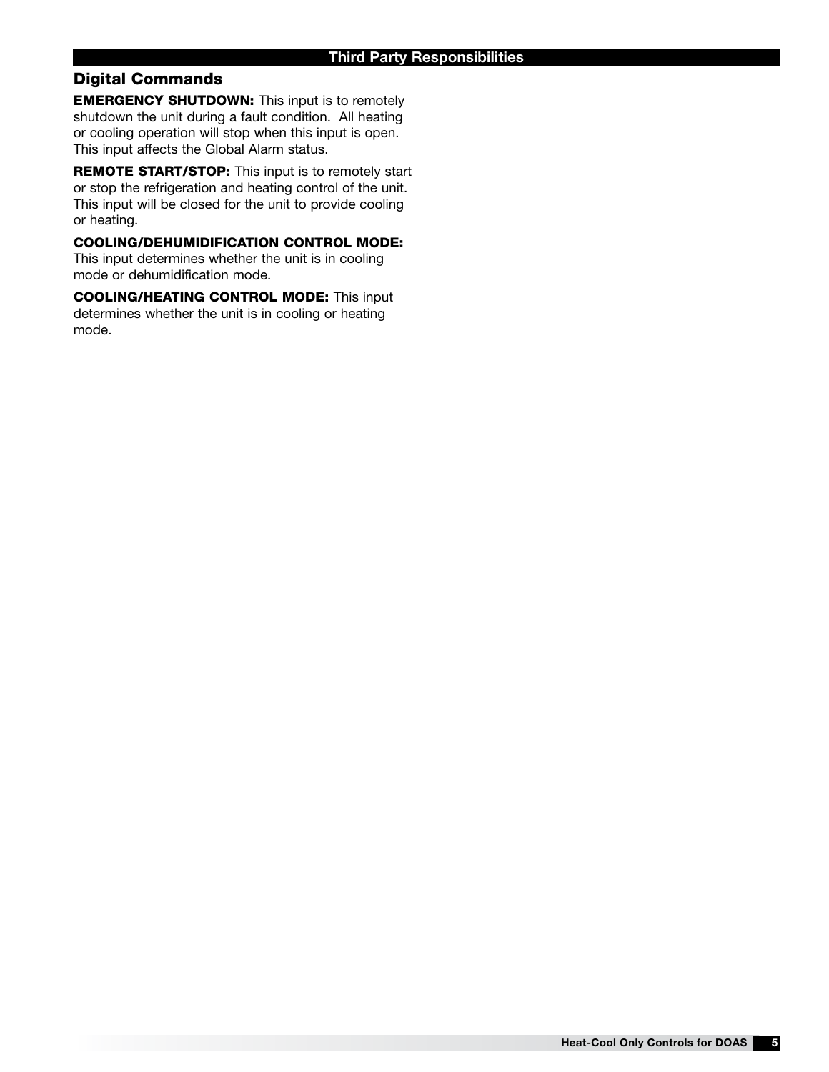## Third Party Responsibilities

### Digital Commands

**EMERGENCY SHUTDOWN:** This input is to remotely shutdown the unit during a fault condition. All heating or cooling operation will stop when this input is open. This input affects the Global Alarm status.

**REMOTE START/STOP:** This input is to remotely start or stop the refrigeration and heating control of the unit. This input will be closed for the unit to provide cooling or heating.

**COOLING/DEHUMIDIFICATION CONTROL MODE:** This input determines whether the unit is in cooling mode or dehumidification mode.

**COOLING/HEATING CONTROL MODE:** This input determines whether the unit is in cooling or heating mode.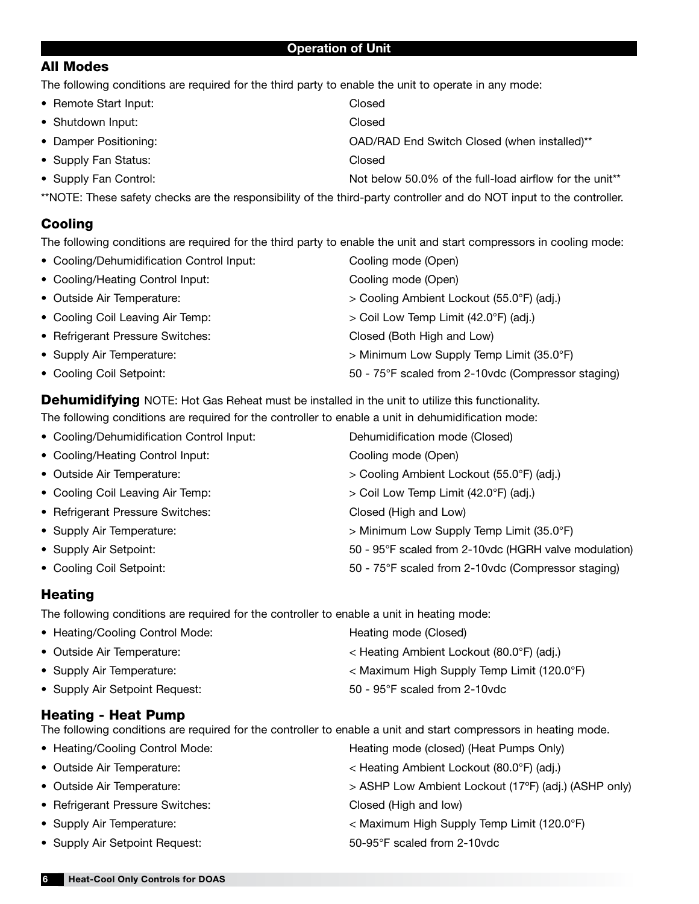## Operation of Unit

### All Modes

The following conditions are required for the third party to enable the unit to operate in any mode:

- Remote Start Input: Closed
- Shutdown Input: Closed
- Damper Positioning: OAD/RAD End Switch Closed (when installed)**
- Supply Fan Status: Closed
- Supply Fan Control: Not below 50.0% of the full-load airflow for the unit**

**NOTE: These safety checks are the responsibility of the third-party controller and do NOT input to the controller.

### Cooling

The following conditions are required for the third party to enable the unit and start compressors in cooling mode:

- Cooling/Dehumidification Control Input: Cooling mode (Open)
- Cooling/Heating Control Input: Cooling mode (Open)
- Outside Air Temperature: > Cooling Ambient Lockout (55.0°F) (adj.)
- Cooling Coil Leaving Air Temp: > Coil Low Temp Limit (42.0°F) (adj.)
- Refrigerant Pressure Switches: Closed (Both High and Low)
- Supply Air Temperature: > Minimum Low Supply Temp Limit (35.0°F)
- Cooling Coil Setpoint: 50 - 75°F scaled from 2-10vdc (Compressor staging)

### Dehumidifying

NOTE: Hot Gas Reheat must be installed in the unit to utilize this functionality.

The following conditions are required for the controller to enable a unit in dehumidification mode:

- Cooling/Dehumidification Control Input: Dehumidification mode (Closed)
- Cooling/Heating Control Input: Cooling mode (Open)
- Outside Air Temperature: > Cooling Ambient Lockout (55.0°F) (adj.)
- Cooling Coil Leaving Air Temp: > Coil Low Temp Limit (42.0°F) (adj.)
- Refrigerant Pressure Switches: Closed (High and Low)
- Supply Air Temperature: > Minimum Low Supply Temp Limit (35.0°F)
- Supply Air Setpoint: 50 - 95°F scaled from 2-10vdc (HGRH valve modulation)
- Cooling Coil Setpoint: 50 - 75°F scaled from 2-10vdc (Compressor staging)

### Heating

The following conditions are required for the controller to enable a unit in heating mode:

- Heating/Cooling Control Mode: Heating mode (Closed)
- Outside Air Temperature: < Heating Ambient Lockout (80.0°F) (adj.)
- Supply Air Temperature: < Maximum High Supply Temp Limit (120.0°F)
- Supply Air Setpoint Request: 50 - 95°F scaled from 2-10vdc

### Heating - Heat Pump

The following conditions are required for the controller to enable a unit and start compressors in heating mode.

- Heating/Cooling Control Mode: Heating mode (closed) (Heat Pumps Only)
- Outside Air Temperature: < Heating Ambient Lockout (80.0°F) (adj.)
- Outside Air Temperature: > ASHP Low Ambient Lockout (17ºF) (adj.) (ASHP only)
- Refrigerant Pressure Switches: Closed (High and low)
- Supply Air Temperature: < Maximum High Supply Temp Limit (120.0°F)
- Supply Air Setpoint Request: 50-95°F scaled from 2-10vdc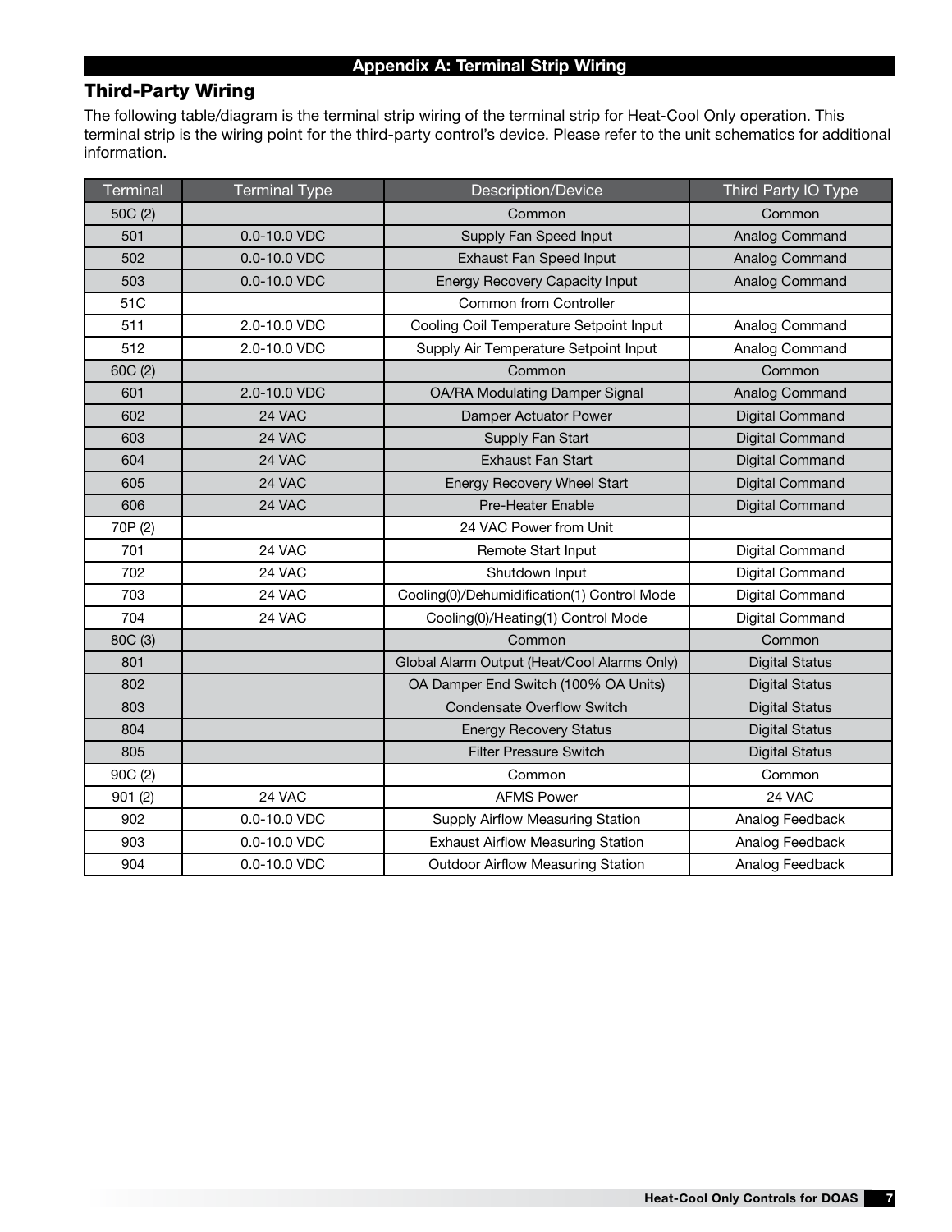## Appendix A: Terminal Strip Wiring

### Third-Party Wiring

The following table/diagram is the terminal strip wiring of the terminal strip for Heat-Cool Only operation. This terminal strip is the wiring point for the third-party control's device. Please refer to the unit schematics for additional information.

| Terminal | Terminal Type | Description/Device | Third Party IO Type |
|---|---|---|---|
| 50C (2) | | Common | Common |
| 501 | 0.0-10.0 VDC | Supply Fan Speed Input | Analog Command |
| 502 | 0.0-10.0 VDC | Exhaust Fan Speed Input | Analog Command |
| 503 | 0.0-10.0 VDC | Energy Recovery Capacity Input | Analog Command |
| 51C | | Common from Controller | |
| 511 | 2.0-10.0 VDC | Cooling Coil Temperature Setpoint Input | Analog Command |
| 512 | 2.0-10.0 VDC | Supply Air Temperature Setpoint Input | Analog Command |
| 60C (2) | | Common | Common |
| 601 | 2.0-10.0 VDC | OA/RA Modulating Damper Signal | Analog Command |
| 602 | 24 VAC | Damper Actuator Power | Digital Command |
| 603 | 24 VAC | Supply Fan Start | Digital Command |
| 604 | 24 VAC | Exhaust Fan Start | Digital Command |
| 605 | 24 VAC | Energy Recovery Wheel Start | Digital Command |
| 606 | 24 VAC | Pre-Heater Enable | Digital Command |
| 70P (2) | | 24 VAC Power from Unit | |
| 701 | 24 VAC | Remote Start Input | Digital Command |
| 702 | 24 VAC | Shutdown Input | Digital Command |
| 703 | 24 VAC | Cooling(0)/Dehumidification(1) Control Mode | Digital Command |
| 704 | 24 VAC | Cooling(0)/Heating(1) Control Mode | Digital Command |
| 80C (3) | | Common | Common |
| 801 | | Global Alarm Output (Heat/Cool Alarms Only) | Digital Status |
| 802 | | OA Damper End Switch (100% OA Units) | Digital Status |
| 803 | | Condensate Overflow Switch | Digital Status |
| 804 | | Energy Recovery Status | Digital Status |
| 805 | | Filter Pressure Switch | Digital Status |
| 90C (2) | | Common | Common |
| 901 (2) | 24 VAC | AFMS Power | 24 VAC |
| 902 | 0.0-10.0 VDC | Supply Airflow Measuring Station | Analog Feedback |
| 903 | 0.0-10.0 VDC | Exhaust Airflow Measuring Station | Analog Feedback |
| 904 | 0.0-10.0 VDC | Outdoor Airflow Measuring Station | Analog Feedback |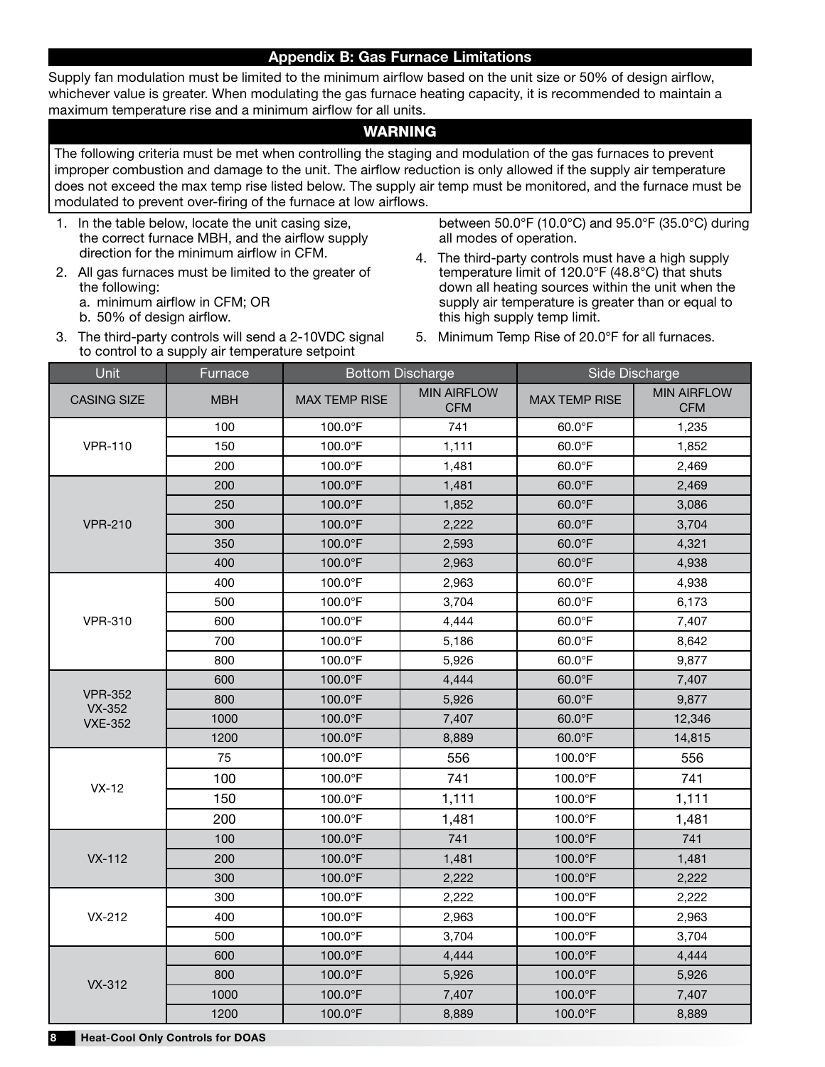## Appendix B: Gas Furnace Limitations

Supply fan modulation must be limited to the minimum airflow based on the unit size or 50% of design airflow, whichever value is greater. When modulating the gas furnace heating capacity, it is recommended to maintain a maximum temperature rise and a minimum airflow for all units.

**WARNING**

The following criteria must be met when controlling the staging and modulation of the gas furnaces to prevent improper combustion and damage to the unit. The airflow reduction is only allowed if the supply air temperature does not exceed the max temp rise listed below. The supply air temp must be monitored, and the furnace must be modulated to prevent over-firing of the furnace at low airflows.

1. In the table below, locate the unit casing size, the correct furnace MBH, and the airflow supply direction for the minimum airflow in CFM.
2. All gas furnaces must be limited to the greater of the following:
   a. minimum airflow in CFM; OR
   b. 50% of design airflow.
3. The third-party controls will send a 2-10VDC signal to control to a supply air temperature setpoint between 50.0°F (10.0°C) and 95.0°F (35.0°C) during all modes of operation.
4. The third-party controls must have a high supply temperature limit of 120.0°F (48.8°C) that shuts down all heating sources within the unit when the supply air temperature is greater than or equal to this high supply temp limit.
5. Minimum Temp Rise of 20.0°F for all furnaces.

| Unit | Furnace | Bottom Discharge | | Side Discharge | |
|---|---|---|---|---|---|
| CASING SIZE | MBH | MAX TEMP RISE | MIN AIRFLOW CFM | MAX TEMP RISE | MIN AIRFLOW CFM |
| VPR-110 | 100 | 100.0°F | 741 | 60.0°F | 1,235 |
| | 150 | 100.0°F | 1,111 | 60.0°F | 1,852 |
| | 200 | 100.0°F | 1,481 | 60.0°F | 2,469 |
| VPR-210 | 200 | 100.0°F | 1,481 | 60.0°F | 2,469 |
| | 250 | 100.0°F | 1,852 | 60.0°F | 3,086 |
| | 300 | 100.0°F | 2,222 | 60.0°F | 3,704 |
| | 350 | 100.0°F | 2,593 | 60.0°F | 4,321 |
| | 400 | 100.0°F | 2,963 | 60.0°F | 4,938 |
| VPR-310 | 400 | 100.0°F | 2,963 | 60.0°F | 4,938 |
| | 500 | 100.0°F | 3,704 | 60.0°F | 6,173 |
| | 600 | 100.0°F | 4,444 | 60.0°F | 7,407 |
| | 700 | 100.0°F | 5,186 | 60.0°F | 8,642 |
| | 800 | 100.0°F | 5,926 | 60.0°F | 9,877 |
| VPR-352 VX-352 VXE-352 | 600 | 100.0°F | 4,444 | 60.0°F | 7,407 |
| | 800 | 100.0°F | 5,926 | 60.0°F | 9,877 |
| | 1000 | 100.0°F | 7,407 | 60.0°F | 12,346 |
| | 1200 | 100.0°F | 8,889 | 60.0°F | 14,815 |
| VX-12 | 75 | 100.0°F | 556 | 100.0°F | 556 |
| | 100 | 100.0°F | 741 | 100.0°F | 741 |
| | 150 | 100.0°F | 1,111 | 100.0°F | 1,111 |
| | 200 | 100.0°F | 1,481 | 100.0°F | 1,481 |
| VX-112 | 100 | 100.0°F | 741 | 100.0°F | 741 |
| | 200 | 100.0°F | 1,481 | 100.0°F | 1,481 |
| | 300 | 100.0°F | 2,222 | 100.0°F | 2,222 |
| VX-212 | 300 | 100.0°F | 2,222 | 100.0°F | 2,222 |
| | 400 | 100.0°F | 2,963 | 100.0°F | 2,963 |
| | 500 | 100.0°F | 3,704 | 100.0°F | 3,704 |
| VX-312 | 600 | 100.0°F | 4,444 | 100.0°F | 4,444 |
| | 800 | 100.0°F | 5,926 | 100.0°F | 5,926 |
| | 1000 | 100.0°F | 7,407 | 100.0°F | 7,407 |
| | 1200 | 100.0°F | 8,889 | 100.0°F | 8,889 |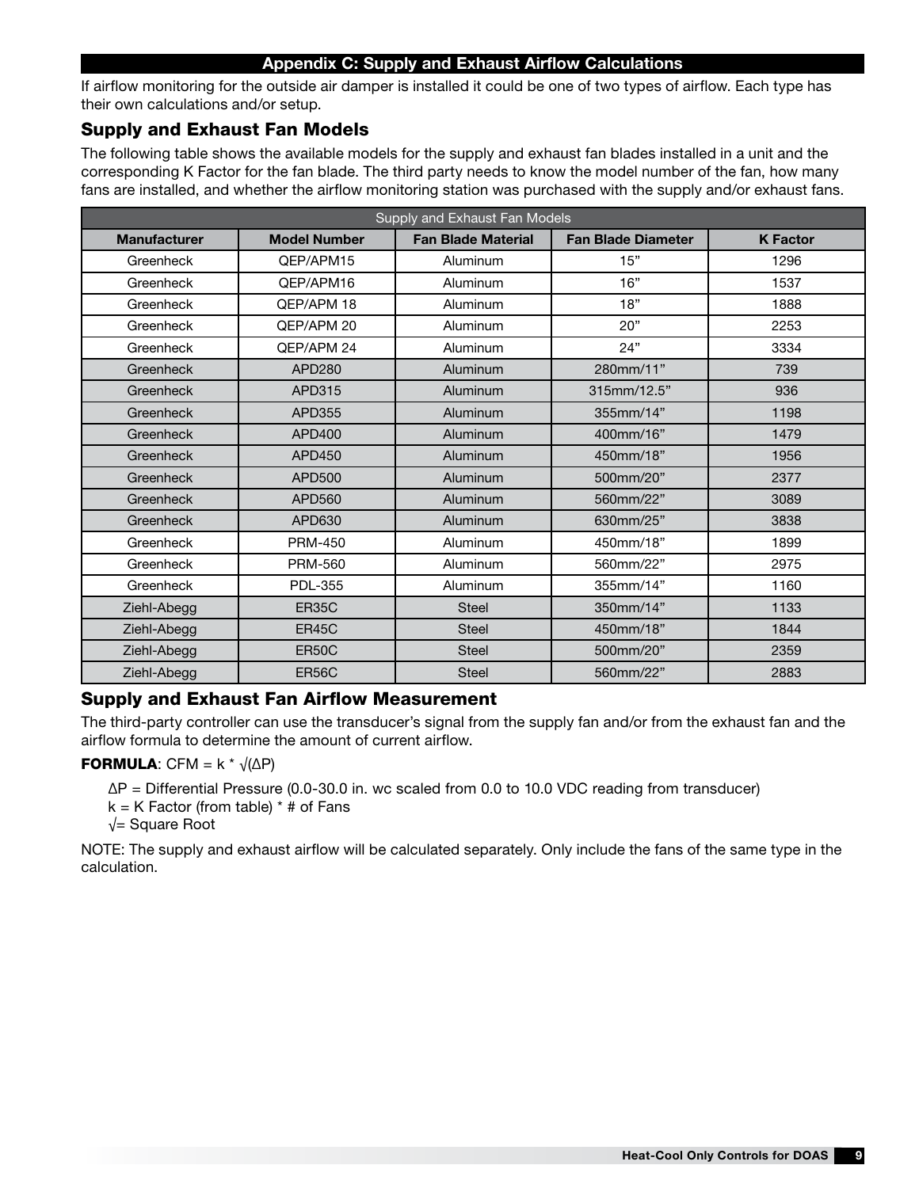## Appendix C: Supply and Exhaust Airflow Calculations

If airflow monitoring for the outside air damper is installed it could be one of two types of airflow. Each type has their own calculations and/or setup.

### Supply and Exhaust Fan Models

The following table shows the available models for the supply and exhaust fan blades installed in a unit and the corresponding K Factor for the fan blade. The third party needs to know the model number of the fan, how many fans are installed, and whether the airflow monitoring station was purchased with the supply and/or exhaust fans.

| Supply and Exhaust Fan Models | | | | |
|---|---|---|---|---|
| **Manufacturer** | **Model Number** | **Fan Blade Material** | **Fan Blade Diameter** | **K Factor** |
| Greenheck | QEP/APM15 | Aluminum | 15” | 1296 |
| Greenheck | QEP/APM16 | Aluminum | 16” | 1537 |
| Greenheck | QEP/APM 18 | Aluminum | 18” | 1888 |
| Greenheck | QEP/APM 20 | Aluminum | 20” | 2253 |
| Greenheck | QEP/APM 24 | Aluminum | 24” | 3334 |
| Greenheck | APD280 | Aluminum | 280mm/11” | 739 |
| Greenheck | APD315 | Aluminum | 315mm/12.5” | 936 |
| Greenheck | APD355 | Aluminum | 355mm/14” | 1198 |
| Greenheck | APD400 | Aluminum | 400mm/16” | 1479 |
| Greenheck | APD450 | Aluminum | 450mm/18” | 1956 |
| Greenheck | APD500 | Aluminum | 500mm/20” | 2377 |
| Greenheck | APD560 | Aluminum | 560mm/22” | 3089 |
| Greenheck | APD630 | Aluminum | 630mm/25” | 3838 |
| Greenheck | PRM-450 | Aluminum | 450mm/18” | 1899 |
| Greenheck | PRM-560 | Aluminum | 560mm/22” | 2975 |
| Greenheck | PDL-355 | Aluminum | 355mm/14” | 1160 |
| Ziehl-Abegg | ER35C | Steel | 350mm/14” | 1133 |
| Ziehl-Abegg | ER45C | Steel | 450mm/18” | 1844 |
| Ziehl-Abegg | ER50C | Steel | 500mm/20” | 2359 |
| Ziehl-Abegg | ER56C | Steel | 560mm/22” | 2883 |

### Supply and Exhaust Fan Airflow Measurement

The third-party controller can use the transducer’s signal from the supply fan and/or from the exhaust fan and the airflow formula to determine the amount of current airflow.

**FORMULA**: $CFM = k * \sqrt{(\Delta P)}$

- $\Delta P$ = Differential Pressure (0.0-30.0 in. wc scaled from 0.0 to 10.0 VDC reading from transducer)
- $k$ = K Factor (from table) * # of Fans
- $\sqrt{}$ = Square Root

NOTE: The supply and exhaust airflow will be calculated separately. Only include the fans of the same type in the calculation.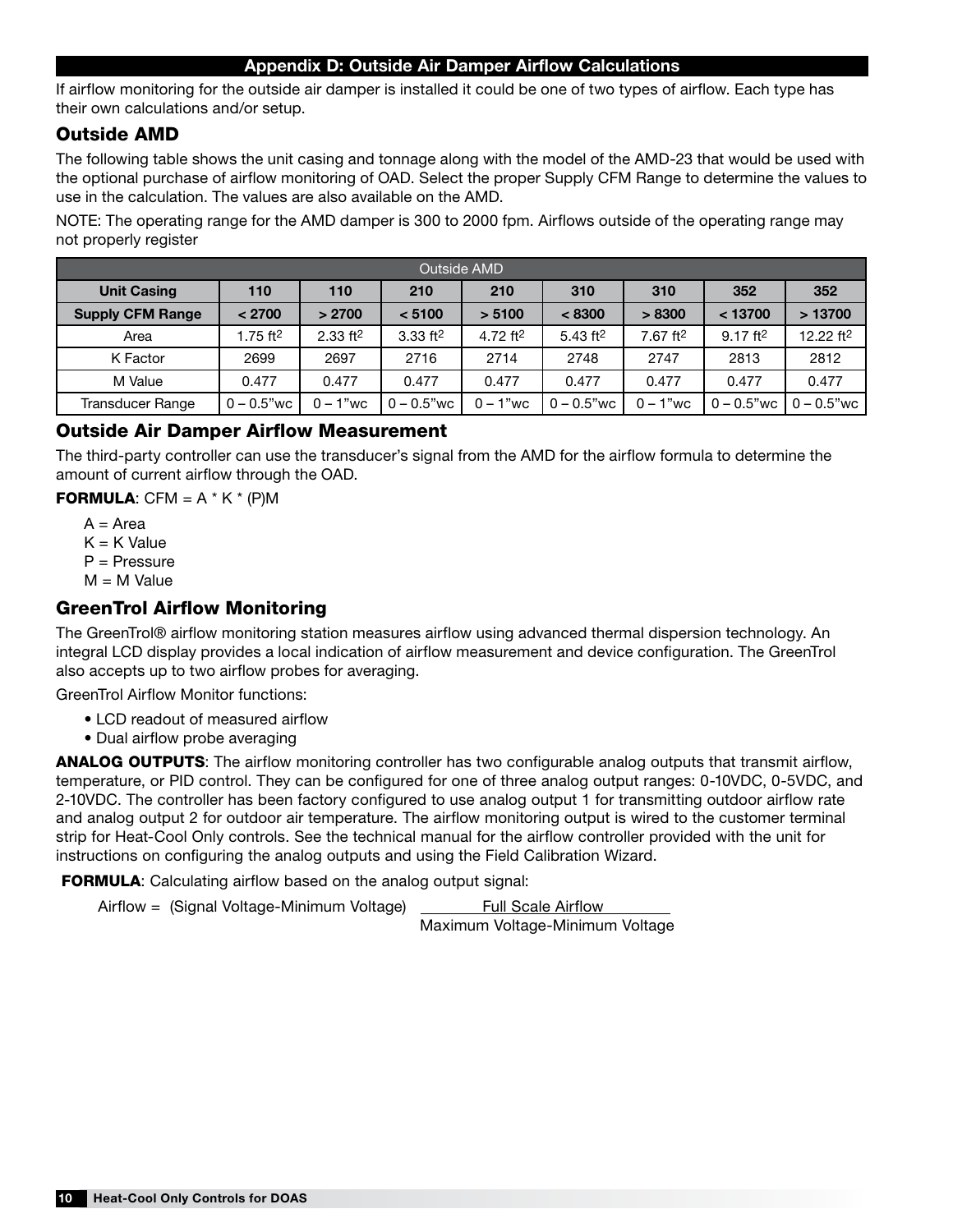## Appendix D: Outside Air Damper Airflow Calculations

If airflow monitoring for the outside air damper is installed it could be one of two types of airflow. Each type has their own calculations and/or setup.

### Outside AMD

The following table shows the unit casing and tonnage along with the model of the AMD-23 that would be used with the optional purchase of airflow monitoring of OAD. Select the proper Supply CFM Range to determine the values to use in the calculation. The values are also available on the AMD.

NOTE: The operating range for the AMD damper is 300 to 2000 fpm. Airflows outside of the operating range may not properly register

| Outside AMD | | | | | | | | |
|---|---|---|---|---|---|---|---|---|
| **Unit Casing** | **110** | **110** | **210** | **210** | **310** | **310** | **352** | **352** |
| **Supply CFM Range** | **< 2700** | **> 2700** | **< 5100** | **> 5100** | **< 8300** | **> 8300** | **< 13700** | **> 13700** |
| Area | 1.75 ft$^2$ | 2.33 ft$^2$ | 3.33 ft$^2$ | 4.72 ft$^2$ | 5.43 ft$^2$ | 7.67 ft$^2$ | 9.17 ft$^2$ | 12.22 ft$^2$ |
| K Factor | 2699 | 2697 | 2716 | 2714 | 2748 | 2747 | 2813 | 2812 |
| M Value | 0.477 | 0.477 | 0.477 | 0.477 | 0.477 | 0.477 | 0.477 | 0.477 |
| Transducer Range | 0 – 0.5"wc | 0 – 1"wc | 0 – 0.5"wc | 0 – 1"wc | 0 – 0.5"wc | 0 – 1"wc | 0 – 0.5"wc | 0 – 0.5"wc |

### Outside Air Damper Airflow Measurement

The third-party controller can use the transducer's signal from the AMD for the airflow formula to determine the amount of current airflow through the OAD.

**FORMULA**: $CFM = A * K * (P)^M$

- A = Area
- K = K Value
- P = Pressure
- M = M Value

### GreenTrol Airflow Monitoring

The GreenTrol® airflow monitoring station measures airflow using advanced thermal dispersion technology. An integral LCD display provides a local indication of airflow measurement and device configuration. The GreenTrol also accepts up to two airflow probes for averaging.

GreenTrol Airflow Monitor functions:

- LCD readout of measured airflow
- Dual airflow probe averaging

**ANALOG OUTPUTS**: The airflow monitoring controller has two configurable analog outputs that transmit airflow, temperature, or PID control. They can be configured for one of three analog output ranges: 0-10VDC, 0-5VDC, and 2-10VDC. The controller has been factory configured to use analog output 1 for transmitting outdoor airflow rate and analog output 2 for outdoor air temperature. The airflow monitoring output is wired to the customer terminal strip for Heat-Cool Only controls. See the technical manual for the airflow controller provided with the unit for instructions on configuring the analog outputs and using the Field Calibration Wizard.

**FORMULA**: Calculating airflow based on the analog output signal:

$$\text{Airflow} = (\text{Signal Voltage} - \text{Minimum Voltage}) \frac{\text{Full Scale Airflow}}{\text{Maximum Voltage} - \text{Minimum Voltage}}$$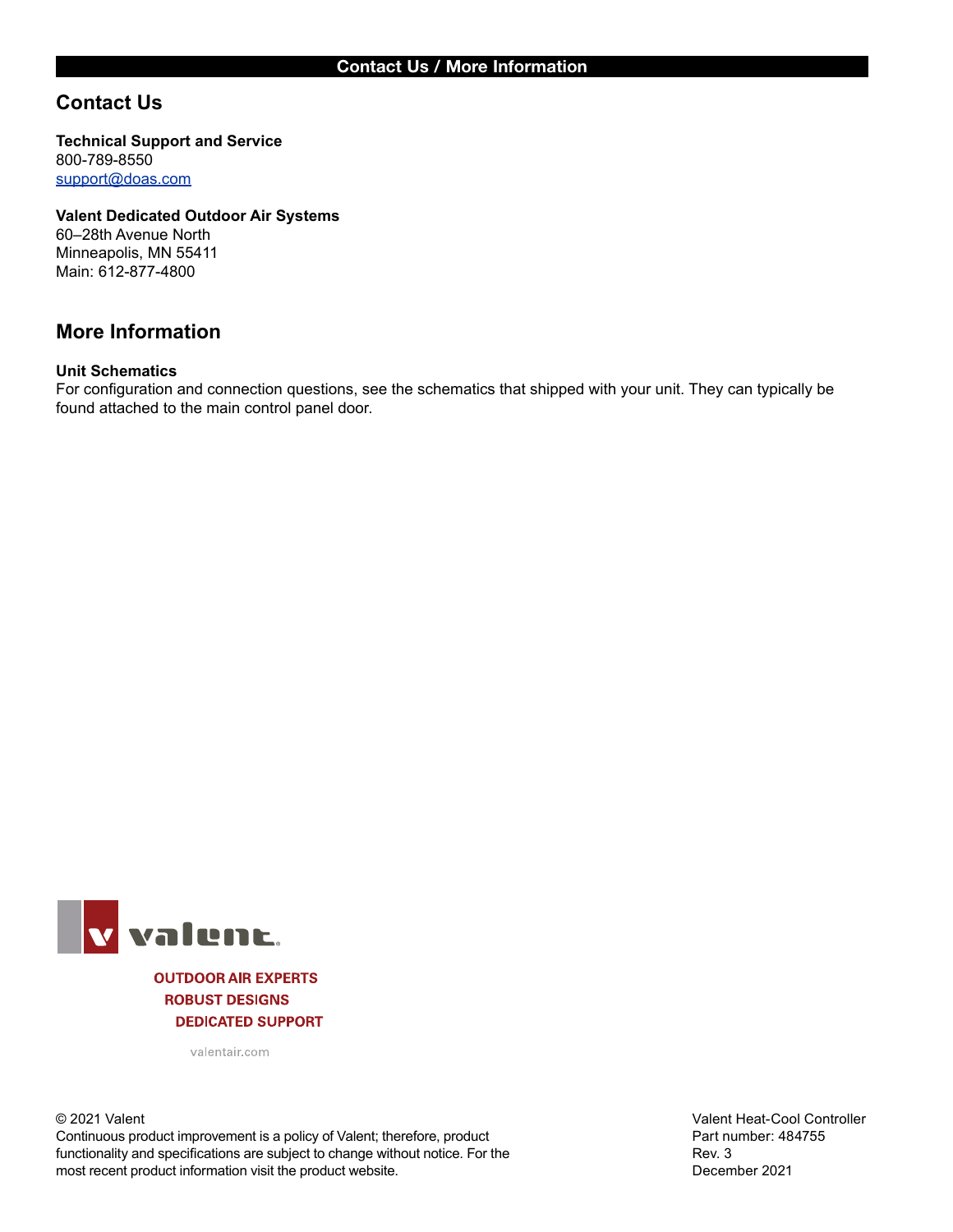## Contact Us / More Information

# Contact Us

**Technical Support and Service**
800-789-8550
support@doas.com

**Valent Dedicated Outdoor Air Systems**
60–28th Avenue North
Minneapolis, MN 55411
Main: 612-877-4800

# More Information

**Unit Schematics**
For configuration and connection questions, see the schematics that shipped with your unit. They can typically be found attached to the main control panel door.

valent

OUTDOOR AIR EXPERTS
ROBUST DESIGNS
DEDICATED SUPPORT

valentair.com

© 2021 Valent
Continuous product improvement is a policy of Valent; therefore, product functionality and specifications are subject to change without notice. For the most recent product information visit the product website.

Valent Heat-Cool Controller
Part number: 484755
Rev. 3
December 2021